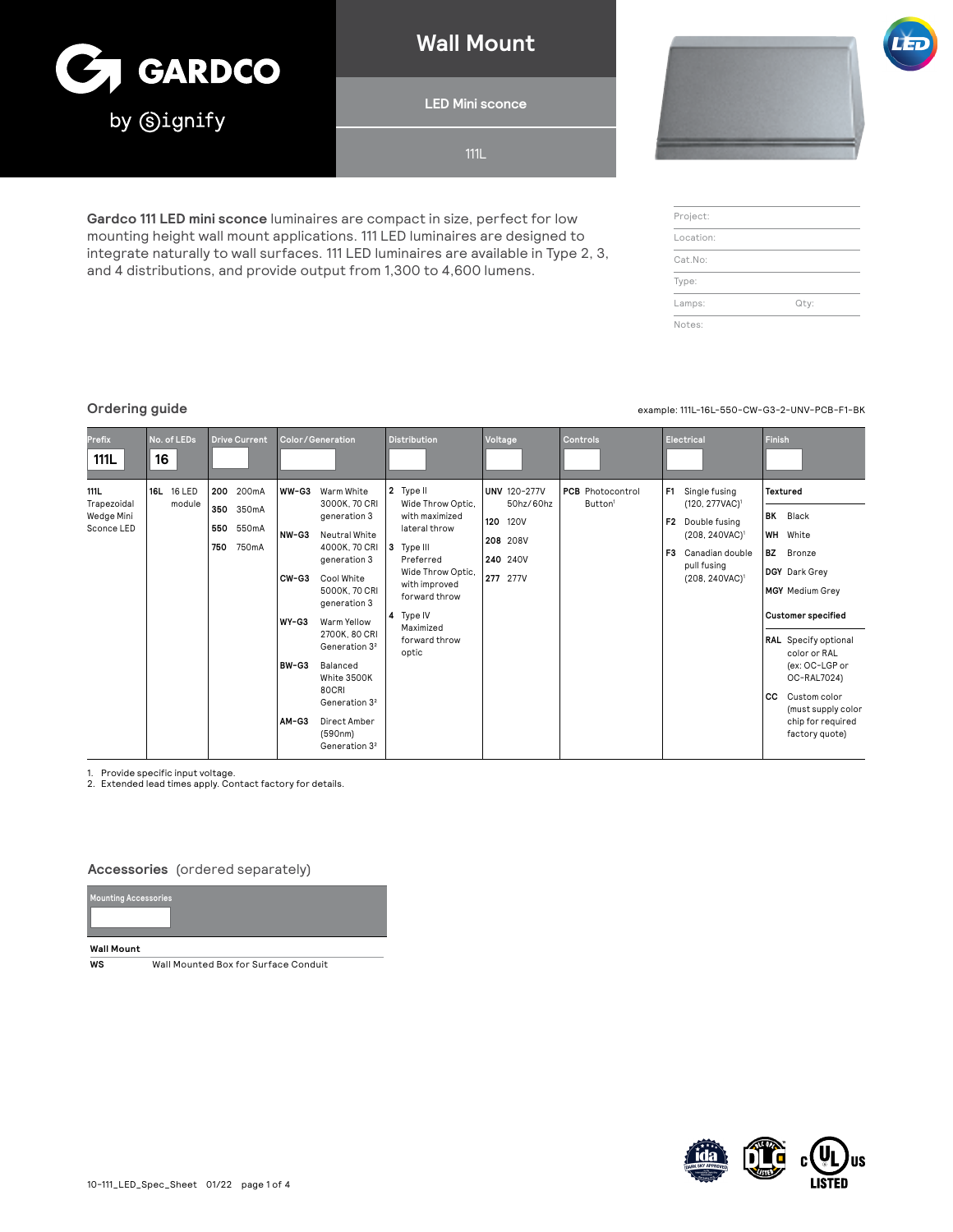# Wall Mount

## LED Mini sconce

111L

**Gardco 111 LED mini sconce** luminaires are compact in size, perfect for low mounting height wall mount applications. 111 LED luminaires are designed to integrate naturally to wall surfaces. 111 LED luminaires are available in Type 2, 3, and 4 distributions, and provide output from 1,300 to 4,600 lumens.

| Project: | |
|---|---|
| Location: | |
| Cat.No: | |
| Type: | |
| Lamps: | Qty: |
| Notes: | |

## Ordering guide

example: 111L-16L-550-CW-G3-2-UNV-PCB-F1-BK

| Prefix | No. of LEDs | Drive Current | Color/Generation | Distribution | Voltage | Controls | Electrical | Finish |
|---|---|---|---|---|---|---|---|---|
| 111L | 16 | | | | | | | |
| **111L** Trapezoidal Wedge Mini Sconce LED | **16L** 16 LED module | **200** 200mA<br>**350** 350mA<br>**550** 550mA<br>**750** 750mA | **WW-G3** Warm White 3000K, 70 CRI generation 3<br>**NW-G3** Neutral White 4000K, 70 CRI generation 3<br>**CW-G3** Cool White 5000K, 70 CRI generation 3<br>**WY-G3** Warm Yellow 2700K, 80 CRI Generation 3[2]<br>**BW-G3** Balanced White 3500K 80CRI Generation 3[2]<br>**AM-G3** Direct Amber (590nm) Generation 3[2] | **2** Type II Wide Throw Optic, with maximized lateral throw<br>**3** Type III Preferred Wide Throw Optic, with improved forward throw<br>**4** Type IV Maximized forward throw optic | **UNV** 120-277V 50hz/60hz<br>**120** 120V<br>**208** 208V<br>**240** 240V<br>**277** 277V | **PCB** Photocontrol Button[1] | **F1** Single fusing (120, 277VAC)[1]<br>**F2** Double fusing (208, 240VAC)[1]<br>**F3** Canadian double pull fusing (208, 240VAC)[1] | **Textured**<br>**BK** Black<br>**WH** White<br>**BZ** Bronze<br>**DGY** Dark Grey<br>**MGY** Medium Grey<br>**Customer specified**<br>**RAL** Specify optional color or RAL (ex: OC-LGP or OC-RAL7024)<br>**CC** Custom color (must supply color chip for required factory quote) |

1. Provide specific input voltage.
2. Extended lead times apply. Contact factory for details.

## Accessories (ordered separately)

| Mounting Accessories | |
|---|---|
| **Wall Mount** | |
| **WS** | Wall Mounted Box for Surface Conduit |

10-111_LED_Spec_Sheet 01/22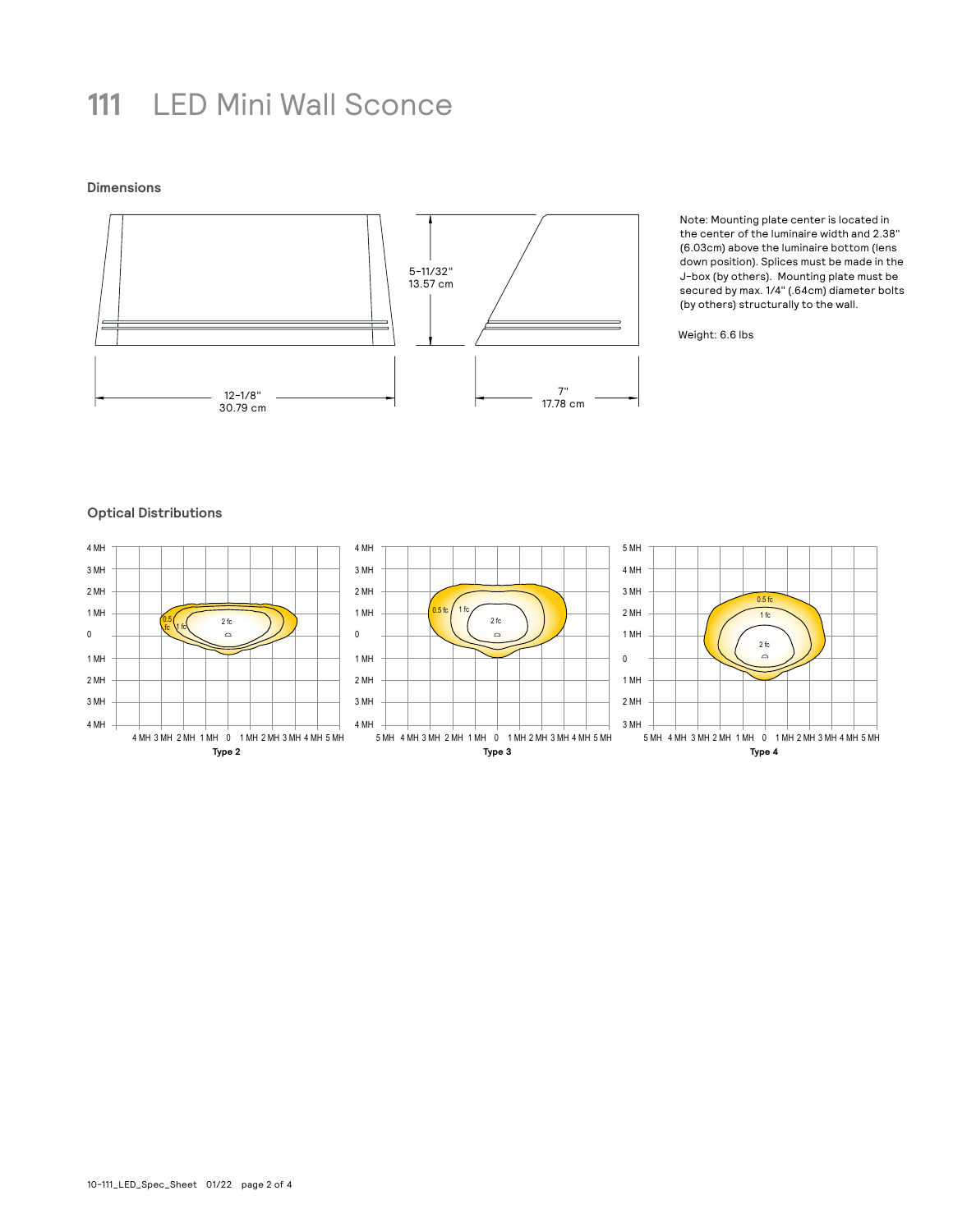# 111 LED Mini Wall Sconce

## Dimensions

5-11/32"
13.57 cm

12-1/8"
30.79 cm

7"
17.78 cm

Note: Mounting plate center is located in the center of the luminaire width and 2.38" (6.03cm) above the luminaire bottom (lens down position). Splices must be made in the J-box (by others). Mounting plate must be secured by max. 1/4" (.64cm) diameter bolts (by others) structurally to the wall.

Weight: 6.6 lbs

## Optical Distributions

Type 2

Type 3

Type 4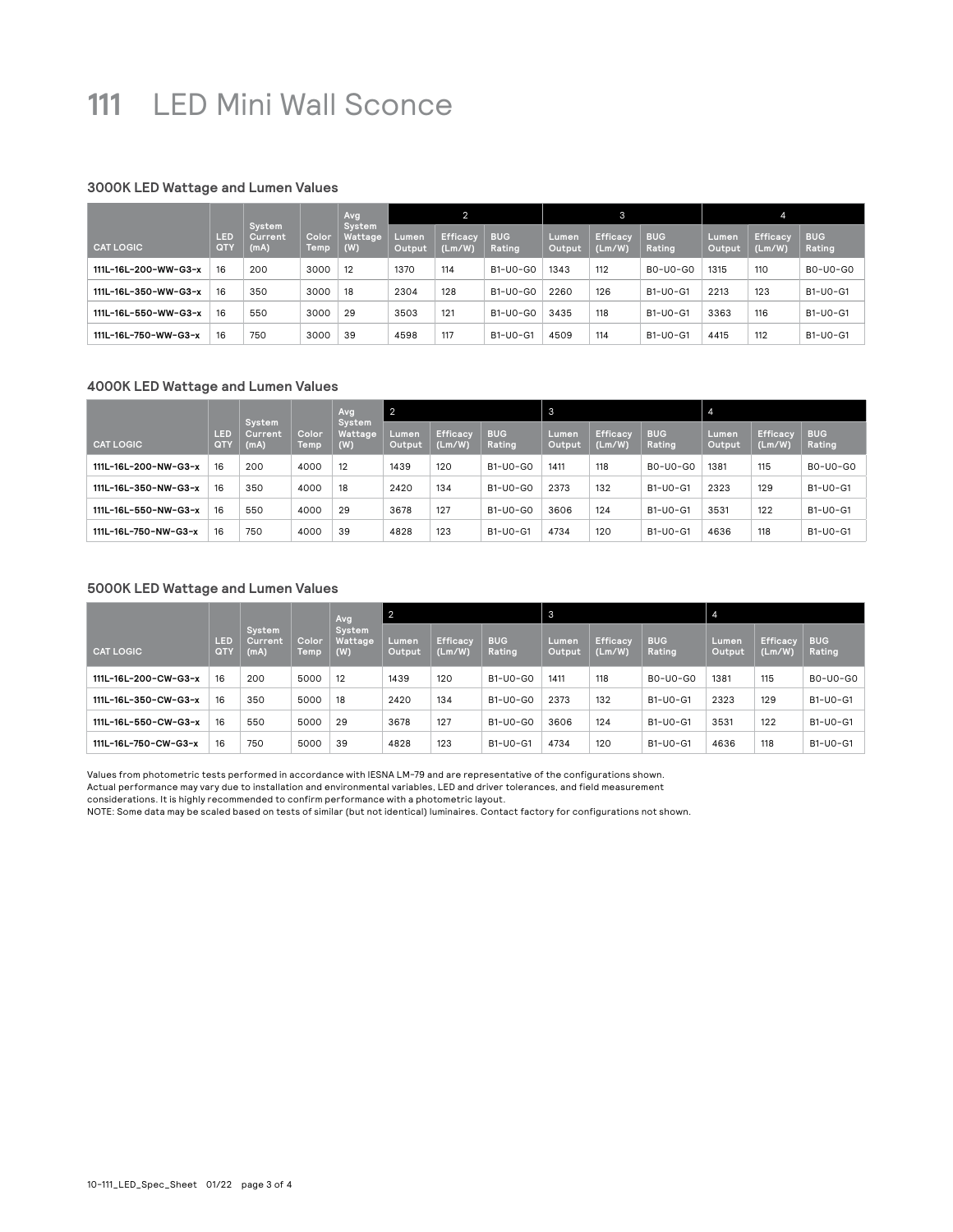# 111 LED Mini Wall Sconce

### 3000K LED Wattage and Lumen Values

| CAT LOGIC | LED QTY | System Current (mA) | Color Temp | Avg System Wattage (W) | 2 | | | 3 | | | 4 | | |
|---|---|---|---|---|---|---|---|---|---|---|---|---|---|
| | | | | | Lumen Output | Efficacy (Lm/W) | BUG Rating | Lumen Output | Efficacy (Lm/W) | BUG Rating | Lumen Output | Efficacy (Lm/W) | BUG Rating |
| **111L-16L-200-WW-G3-x** | 16 | 200 | 3000 | 12 | 1370 | 114 | B1-U0-G0 | 1343 | 112 | B0-U0-G0 | 1315 | 110 | B0-U0-G0 |
| **111L-16L-350-WW-G3-x** | 16 | 350 | 3000 | 18 | 2304 | 128 | B1-U0-G0 | 2260 | 126 | B1-U0-G1 | 2213 | 123 | B1-U0-G1 |
| **111L-16L-550-WW-G3-x** | 16 | 550 | 3000 | 29 | 3503 | 121 | B1-U0-G0 | 3435 | 118 | B1-U0-G1 | 3363 | 116 | B1-U0-G1 |
| **111L-16L-750-WW-G3-x** | 16 | 750 | 3000 | 39 | 4598 | 117 | B1-U0-G1 | 4509 | 114 | B1-U0-G1 | 4415 | 112 | B1-U0-G1 |

### 4000K LED Wattage and Lumen Values

| CAT LOGIC | LED QTY | System Current (mA) | Color Temp | Avg System Wattage (W) | 2 | | | 3 | | | 4 | | |
|---|---|---|---|---|---|---|---|---|---|---|---|---|---|
| | | | | | Lumen Output | Efficacy (Lm/W) | BUG Rating | Lumen Output | Efficacy (Lm/W) | BUG Rating | Lumen Output | Efficacy (Lm/W) | BUG Rating |
| **111L-16L-200-NW-G3-x** | 16 | 200 | 4000 | 12 | 1439 | 120 | B1-U0-G0 | 1411 | 118 | B0-U0-G0 | 1381 | 115 | B0-U0-G0 |
| **111L-16L-350-NW-G3-x** | 16 | 350 | 4000 | 18 | 2420 | 134 | B1-U0-G0 | 2373 | 132 | B1-U0-G1 | 2323 | 129 | B1-U0-G1 |
| **111L-16L-550-NW-G3-x** | 16 | 550 | 4000 | 29 | 3678 | 127 | B1-U0-G0 | 3606 | 124 | B1-U0-G1 | 3531 | 122 | B1-U0-G1 |
| **111L-16L-750-NW-G3-x** | 16 | 750 | 4000 | 39 | 4828 | 123 | B1-U0-G1 | 4734 | 120 | B1-U0-G1 | 4636 | 118 | B1-U0-G1 |

### 5000K LED Wattage and Lumen Values

| CAT LOGIC | LED QTY | System Current (mA) | Color Temp | Avg System Wattage (W) | 2 | | | 3 | | | 4 | | |
|---|---|---|---|---|---|---|---|---|---|---|---|---|---|
| | | | | | Lumen Output | Efficacy (Lm/W) | BUG Rating | Lumen Output | Efficacy (Lm/W) | BUG Rating | Lumen Output | Efficacy (Lm/W) | BUG Rating |
| **111L-16L-200-CW-G3-x** | 16 | 200 | 5000 | 12 | 1439 | 120 | B1-U0-G0 | 1411 | 118 | B0-U0-G0 | 1381 | 115 | B0-U0-G0 |
| **111L-16L-350-CW-G3-x** | 16 | 350 | 5000 | 18 | 2420 | 134 | B1-U0-G0 | 2373 | 132 | B1-U0-G1 | 2323 | 129 | B1-U0-G1 |
| **111L-16L-550-CW-G3-x** | 16 | 550 | 5000 | 29 | 3678 | 127 | B1-U0-G0 | 3606 | 124 | B1-U0-G1 | 3531 | 122 | B1-U0-G1 |
| **111L-16L-750-CW-G3-x** | 16 | 750 | 5000 | 39 | 4828 | 123 | B1-U0-G1 | 4734 | 120 | B1-U0-G1 | 4636 | 118 | B1-U0-G1 |

Values from photometric tests performed in accordance with IESNA LM-79 and are representative of the configurations shown.
Actual performance may vary due to installation and environmental variables, LED and driver tolerances, and field measurement considerations. It is highly recommended to confirm performance with a photometric layout.
NOTE: Some data may be scaled based on tests of similar (but not identical) luminaires. Contact factory for configurations not shown.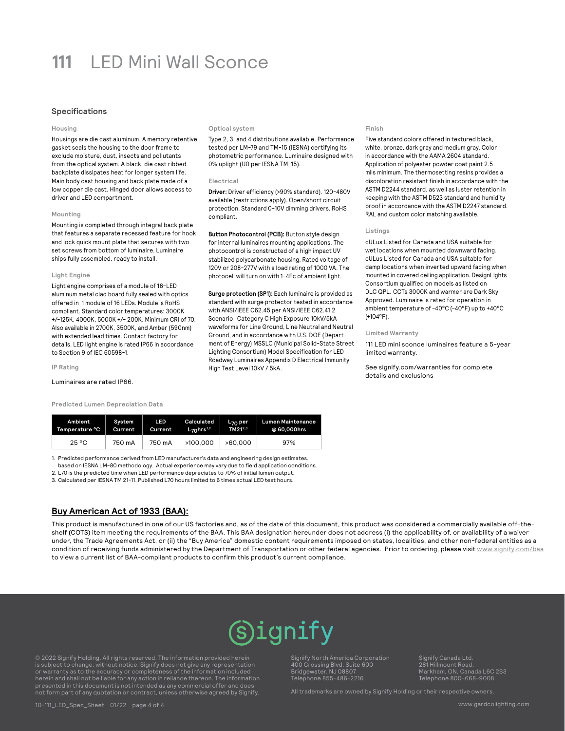# 111 LED Mini Wall Sconce

## Specifications

### Housing

Housings are die cast aluminum. A memory retentive gasket seals the housing to the door frame to exclude moisture, dust, insects and pollutants from the optical system. A black, die cast ribbed backplate dissipates heat for longer system life. Main body cast housing and back plate made of a low copper die cast. Hinged door allows access to driver and LED compartment.

### Mounting

Mounting is completed through integral back plate that features a separate recessed feature for hook and lock quick mount plate that secures with two set screws from bottom of luminaire. Luminaire ships fully assembled, ready to install.

### Light Engine

Light engine comprises of a module of 16-LED aluminum metal clad board fully sealed with optics offered in 1 module of 16 LEDs. Module is RoHS compliant. Standard color temperatures: 3000K +/-125K, 4000K, 5000K +/- 200K. Minimum CRI of 70. Also available in 2700K, 3500K, and Amber (590nm) with extended lead times. Contact factory for details. LED light engine is rated IP66 in accordance to Section 9 of IEC 60598-1.

### IP Rating

Luminaires are rated IP66.

### Optical system

Type 2, 3, and 4 distributions available. Performance tested per LM-79 and TM-15 (IESNA) certifying its photometric performance. Luminaire designed with 0% uplight (U0 per IESNA TM-15).

### Electrical

**Driver:** Driver efficiency (>90% standard). 120-480V available (restrictions apply). Open/short circuit protection. Standard 0-10V dimming drivers. RoHS compliant.

**Button Photocontrol (PCB):** Button style design for internal luminaires mounting applications. The photocontrol is constructed of a high impact UV stabilized polycarbonate housing. Rated voltage of 120V or 208-277V with a load rating of 1000 VA. The photocell will turn on with 1-4Fc of ambient light.

**Surge protection (SP1):** Each luminaire is provided as standard with surge protector tested in accordance with ANSI/IEEE C62.45 per ANSI/IEEE C62.41.2 Scenario I Category C High Exposure 10kV/5kA waveforms for Line Ground, Line Neutral and Neutral Ground, and in accordance with U.S. DOE (Department of Energy) MSSLC (Municipal Solid-State Street Lighting Consortium) Model Specification for LED Roadway Luminaires Appendix D Electrical Immunity High Test Level 10kV / 5kA.

### Finish

Five standard colors offered in textured black, white, bronze, dark gray and medium gray. Color in accordance with the AAMA 2604 standard. Application of polyester powder coat paint 2.5 mils minimum. The thermosetting resins provides a discoloration resistant finish in accordance with the ASTM D2244 standard, as well as luster retention in keeping with the ASTM D523 standard and humidity proof in accordance with the ASTM D2247 standard. RAL and custom color matching available.

### Listings

cULus Listed for Canada and USA suitable for wet locations when mounted downward facing. cULus Listed for Canada and USA suitable for damp locations when inverted upward facing when mounted in covered ceiling application. DesignLights Consortium qualified on models as listed on DLC QPL. CCTs 3000K and warmer are Dark Sky Approved. Luminaire is rated for operation in ambient temperature of -40°C (-40°F) up to +40°C (+104°F).

### Limited Warranty

111 LED mini sconce luminaires feature a 5-year limited warranty.

See signify.com/warranties for complete details and exclusions

### Predicted Lumen Depreciation Data

| Ambient Temperature °C | System Current | LED Current | Calculated $L_{70}$hrs[1,2] | $L_{70}$ per TM21[2,3] | Lumen Maintenance @ 60,000hrs |
|---|---|---|---|---|---|
| 25 °C | 750 mA | 750 mA | >100,000 | >60,000 | 97% |

1. Predicted performance derived from LED manufacturer's data and engineering design estimates, based on IESNA LM-80 methodology. Actual experience may vary due to field application conditions.
2. L70 is the predicted time when LED performance depreciates to 70% of initial lumen output.
3. Calculated per IESNA TM 21-11. Published L70 hours limited to 6 times actual LED test hours.

## Buy American Act of 1933 (BAA):

This product is manufactured in one of our US factories and, as of the date of this document, this product was considered a commercially available off-the-shelf (COTS) item meeting the requirements of the BAA. This BAA designation hereunder does not address (i) the applicability of, or availability of a waiver under, the Trade Agreements Act, or (ii) the "Buy America" domestic content requirements imposed on states, localities, and other non-federal entities as a condition of receiving funds administered by the Department of Transportation or other federal agencies. Prior to ordering, please visit www.signify.com/baa to view a current list of BAA-compliant products to confirm this product's current compliance.

Signify

© 2022 Signify Holding. All rights reserved. The information provided herein is subject to change, without notice. Signify does not give any representation or warranty as to the accuracy or completeness of the information included herein and shall not be liable for any action in reliance thereon. The information presented in this document is not intended as any commercial offer and does not form part of any quotation or contract, unless otherwise agreed by Signify.

Signify North America Corporation
400 Crossing Blvd, Suite 600
Bridgewater, NJ 08807
Telephone 855-486-2216

Signify Canada Ltd.
281 Hillmount Road,
Markham, ON, Canada L6C 2S3
Telephone 800-668-9008

All trademarks are owned by Signify Holding or their respective owners.

10-111_LED_Spec_Sheet 01/22

www.gardcolighting.com